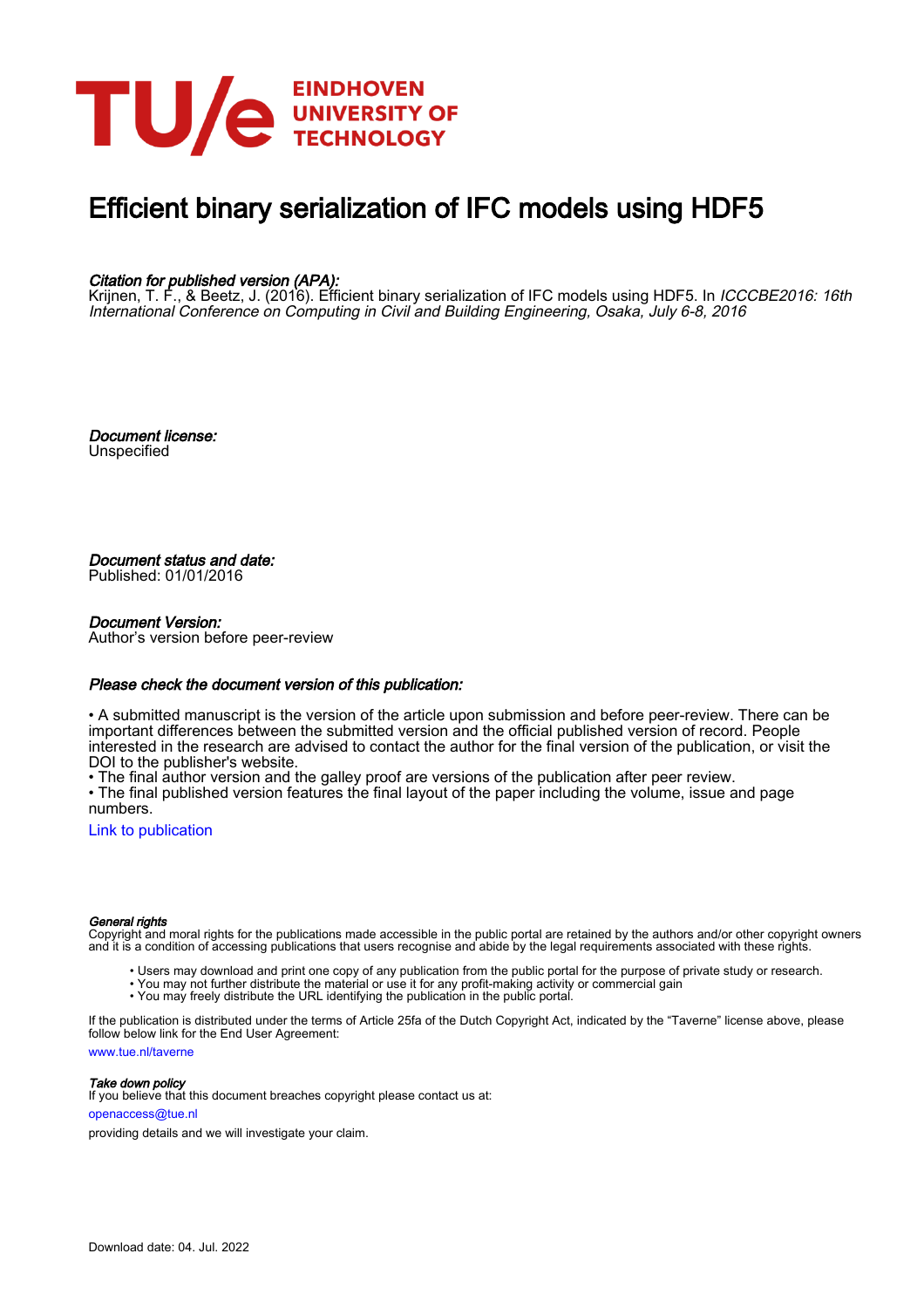# Efficient binary serialization of IFC models using HDF5

*Citation for published version (APA):*
Krijnen, T. F., & Beetz, J. (2016). Efficient binary serialization of IFC models using HDF5. In *ICCCBE2016: 16th International Conference on Computing in Civil and Building Engineering, Osaka, July 6-8, 2016*

*Document license:*
Unspecified

*Document status and date:*
Published: 01/01/2016

*Document Version:*
Author's version before peer-review

*Please check the document version of this publication:*

• A submitted manuscript is the version of the article upon submission and before peer-review. There can be important differences between the submitted version and the official published version of record. People interested in the research are advised to contact the author for the final version of the publication, or visit the DOI to the publisher's website.
• The final author version and the galley proof are versions of the publication after peer review.
• The final published version features the final layout of the paper including the volume, issue and page numbers.

Link to publication

*General rights*
Copyright and moral rights for the publications made accessible in the public portal are retained by the authors and/or other copyright owners and it is a condition of accessing publications that users recognise and abide by the legal requirements associated with these rights.

- Users may download and print one copy of any publication from the public portal for the purpose of private study or research.
- You may not further distribute the material or use it for any profit-making activity or commercial gain
- You may freely distribute the URL identifying the publication in the public portal.

If the publication is distributed under the terms of Article 25fa of the Dutch Copyright Act, indicated by the "Taverne" license above, please follow below link for the End User Agreement:
www.tue.nl/taverne

*Take down policy*
If you believe that this document breaches copyright please contact us at:
openaccess@tue.nl
providing details and we will investigate your claim.

Download date: 04. Jul. 2022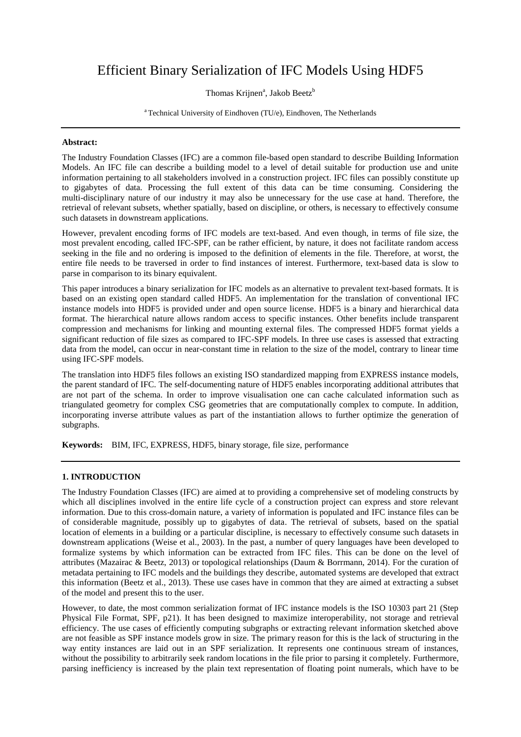# Efficient Binary Serialization of IFC Models Using HDF5

Thomas Krijnen[a], Jakob Beetz[b]

[a] Technical University of Eindhoven (TU/e), Eindhoven, The Netherlands

---

**Abstract:**

The Industry Foundation Classes (IFC) are a common file-based open standard to describe Building Information Models. An IFC file can describe a building model to a level of detail suitable for production use and unite information pertaining to all stakeholders involved in a construction project. IFC files can possibly constitute up to gigabytes of data. Processing the full extent of this data can be time consuming. Considering the multi-disciplinary nature of our industry it may also be unnecessary for the use case at hand. Therefore, the retrieval of relevant subsets, whether spatially, based on discipline, or others, is necessary to effectively consume such datasets in downstream applications.

However, prevalent encoding forms of IFC models are text-based. And even though, in terms of file size, the most prevalent encoding, called IFC-SPF, can be rather efficient, by nature, it does not facilitate random access seeking in the file and no ordering is imposed to the definition of elements in the file. Therefore, at worst, the entire file needs to be traversed in order to find instances of interest. Furthermore, text-based data is slow to parse in comparison to its binary equivalent.

This paper introduces a binary serialization for IFC models as an alternative to prevalent text-based formats. It is based on an existing open standard called HDF5. An implementation for the translation of conventional IFC instance models into HDF5 is provided under and open source license. HDF5 is a binary and hierarchical data format. The hierarchical nature allows random access to specific instances. Other benefits include transparent compression and mechanisms for linking and mounting external files. The compressed HDF5 format yields a significant reduction of file sizes as compared to IFC-SPF models. In three use cases is assessed that extracting data from the model, can occur in near-constant time in relation to the size of the model, contrary to linear time using IFC-SPF models.

The translation into HDF5 files follows an existing ISO standardized mapping from EXPRESS instance models, the parent standard of IFC. The self-documenting nature of HDF5 enables incorporating additional attributes that are not part of the schema. In order to improve visualisation one can cache calculated information such as triangulated geometry for complex CSG geometries that are computationally complex to compute. In addition, incorporating inverse attribute values as part of the instantiation allows to further optimize the generation of subgraphs.

**Keywords:** BIM, IFC, EXPRESS, HDF5, binary storage, file size, performance

---

## 1. INTRODUCTION

The Industry Foundation Classes (IFC) are aimed at to providing a comprehensive set of modeling constructs by which all disciplines involved in the entire life cycle of a construction project can express and store relevant information. Due to this cross-domain nature, a variety of information is populated and IFC instance files can be of considerable magnitude, possibly up to gigabytes of data. The retrieval of subsets, based on the spatial location of elements in a building or a particular discipline, is necessary to effectively consume such datasets in downstream applications (Weise et al., 2003). In the past, a number of query languages have been developed to formalize systems by which information can be extracted from IFC files. This can be done on the level of attributes (Mazairac & Beetz, 2013) or topological relationships (Daum & Borrmann, 2014). For the curation of metadata pertaining to IFC models and the buildings they describe, automated systems are developed that extract this information (Beetz et al., 2013). These use cases have in common that they are aimed at extracting a subset of the model and present this to the user.

However, to date, the most common serialization format of IFC instance models is the ISO 10303 part 21 (Step Physical File Format, SPF, p21). It has been designed to maximize interoperability, not storage and retrieval efficiency. The use cases of efficiently computing subgraphs or extracting relevant information sketched above are not feasible as SPF instance models grow in size. The primary reason for this is the lack of structuring in the way entity instances are laid out in an SPF serialization. It represents one continuous stream of instances, without the possibility to arbitrarily seek random locations in the file prior to parsing it completely. Furthermore, parsing inefficiency is increased by the plain text representation of floating point numerals, which have to be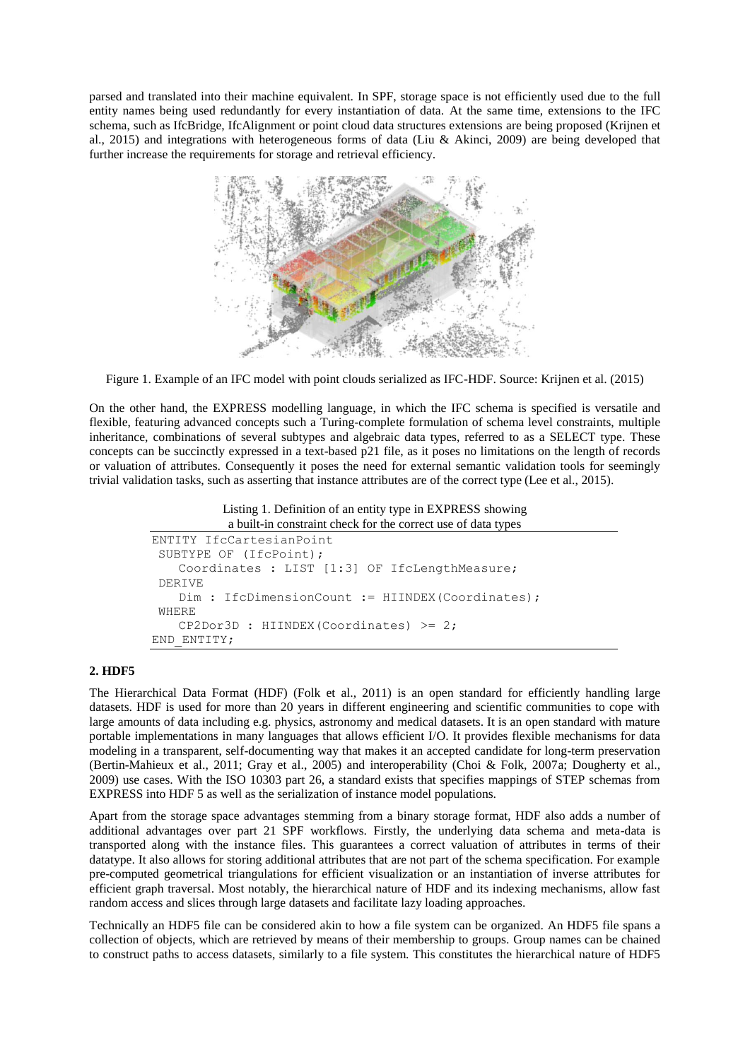parsed and translated into their machine equivalent. In SPF, storage space is not efficiently used due to the full entity names being used redundantly for every instantiation of data. At the same time, extensions to the IFC schema, such as IfcBridge, IfcAlignment or point cloud data structures extensions are being proposed (Krijnen et al., 2015) and integrations with heterogeneous forms of data (Liu & Akinci, 2009) are being developed that further increase the requirements for storage and retrieval efficiency.

Figure 1. Example of an IFC model with point clouds serialized as IFC-HDF. Source: Krijnen et al. (2015)

On the other hand, the EXPRESS modelling language, in which the IFC schema is specified is versatile and flexible, featuring advanced concepts such a Turing-complete formulation of schema level constraints, multiple inheritance, combinations of several subtypes and algebraic data types, referred to as a SELECT type. These concepts can be succinctly expressed in a text-based p21 file, as it poses no limitations on the length of records or valuation of attributes. Consequently it poses the need for external semantic validation tools for seemingly trivial validation tasks, such as asserting that instance attributes are of the correct type (Lee et al., 2015).

Listing 1. Definition of an entity type in EXPRESS showing a built-in constraint check for the correct use of data types

```
ENTITY IfcCartesianPoint
 SUBTYPE OF (IfcPoint);
    Coordinates : LIST [1:3] OF IfcLengthMeasure;
 DERIVE
    Dim : IfcDimensionCount := HIINDEX(Coordinates);
 WHERE
    CP2Dor3D : HIINDEX(Coordinates) >= 2;
END_ENTITY;
```

## 2. HDF5

The Hierarchical Data Format (HDF) (Folk et al., 2011) is an open standard for efficiently handling large datasets. HDF is used for more than 20 years in different engineering and scientific communities to cope with large amounts of data including e.g. physics, astronomy and medical datasets. It is an open standard with mature portable implementations in many languages that allows efficient I/O. It provides flexible mechanisms for data modeling in a transparent, self-documenting way that makes it an accepted candidate for long-term preservation (Bertin-Mahieux et al., 2011; Gray et al., 2005) and interoperability (Choi & Folk, 2007a; Dougherty et al., 2009) use cases. With the ISO 10303 part 26, a standard exists that specifies mappings of STEP schemas from EXPRESS into HDF 5 as well as the serialization of instance model populations.

Apart from the storage space advantages stemming from a binary storage format, HDF also adds a number of additional advantages over part 21 SPF workflows. Firstly, the underlying data schema and meta-data is transported along with the instance files. This guarantees a correct valuation of attributes in terms of their datatype. It also allows for storing additional attributes that are not part of the schema specification. For example pre-computed geometrical triangulations for efficient visualization or an instantiation of inverse attributes for efficient graph traversal. Most notably, the hierarchical nature of HDF and its indexing mechanisms, allow fast random access and slices through large datasets and facilitate lazy loading approaches.

Technically an HDF5 file can be considered akin to how a file system can be organized. An HDF5 file spans a collection of objects, which are retrieved by means of their membership to groups. Group names can be chained to construct paths to access datasets, similarly to a file system. This constitutes the hierarchical nature of HDF5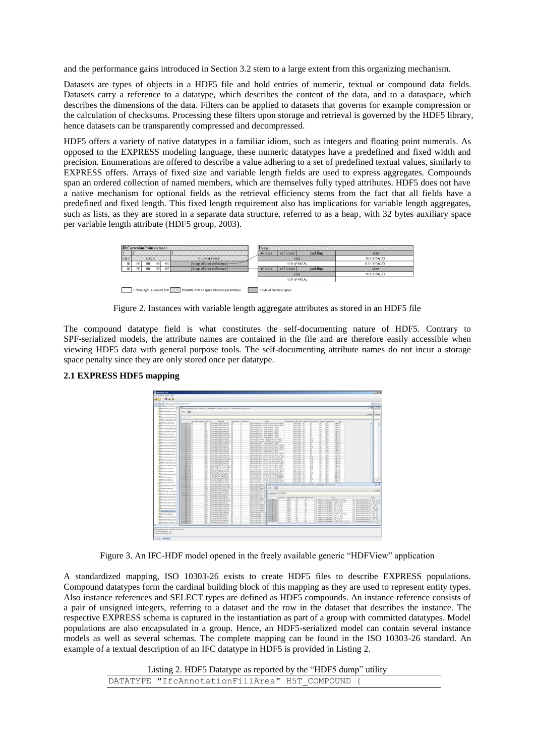and the performance gains introduced in Section 3.2 stem to a large extent from this organizing mechanism.

Datasets are types of objects in a HDF5 file and hold entries of numeric, textual or compound data fields. Datasets carry a reference to a datatype, which describes the content of the data, and to a dataspace, which describes the dimensions of the data. Filters can be applied to datasets that governs for example compression or the calculation of checksums. Processing these filters upon storage and retrieval is governed by the HDF5 library, hence datasets can be transparently compressed and decompressed.

HDF5 offers a variety of native datatypes in a familiar idiom, such as integers and floating point numerals. As opposed to the EXPRESS modeling language, these numeric datatypes have a predefined and fixed width and precision. Enumerations are offered to describe a value adhering to a set of predefined textual values, similarly to EXPRESS offers. Arrays of fixed size and variable length fields are used to express aggregates. Compounds span an ordered collection of named members, which are themselves fully typed attributes. HDF5 does not have a native mechanism for optional fields as the retrieval efficiency stems from the fact that all fields have a predefined and fixed length. This fixed length requirement also has implications for variable length aggregates, such as lists, as they are stored in a separate data structure, referred to as a heap, with 32 bytes auxiliary space per variable length attribute (HDF5 group, 2003).

Figure 2. Instances with variable length aggregate attributes as stored in an HDF5 file

The compound datatype field is what constitutes the self-documenting nature of HDF5. Contrary to SPF-serialized models, the attribute names are contained in the file and are therefore easily accessible when viewing HDF5 data with general purpose tools. The self-documenting attribute names do not incur a storage space penalty since they are only stored once per datatype.

### 2.1 EXPRESS HDF5 mapping

Figure 3. An IFC-HDF model opened in the freely available generic "HDFView" application

A standardized mapping, ISO 10303-26 exists to create HDF5 files to describe EXPRESS populations. Compound datatypes form the cardinal building block of this mapping as they are used to represent entity types. Also instance references and SELECT types are defined as HDF5 compounds. An instance reference consists of a pair of unsigned integers, referring to a dataset and the row in the dataset that describes the instance. The respective EXPRESS schema is captured in the instantiation as part of a group with committed datatypes. Model populations are also encapsulated in a group. Hence, an HDF5-serialized model can contain several instance models as well as several schemas. The complete mapping can be found in the ISO 10303-26 standard. An example of a textual description of an IFC datatype in HDF5 is provided in Listing 2.

Listing 2. HDF5 Datatype as reported by the "HDF5 dump" utility

```
DATATYPE "IfcAnnotationFillArea" H5T_COMPOUND {
```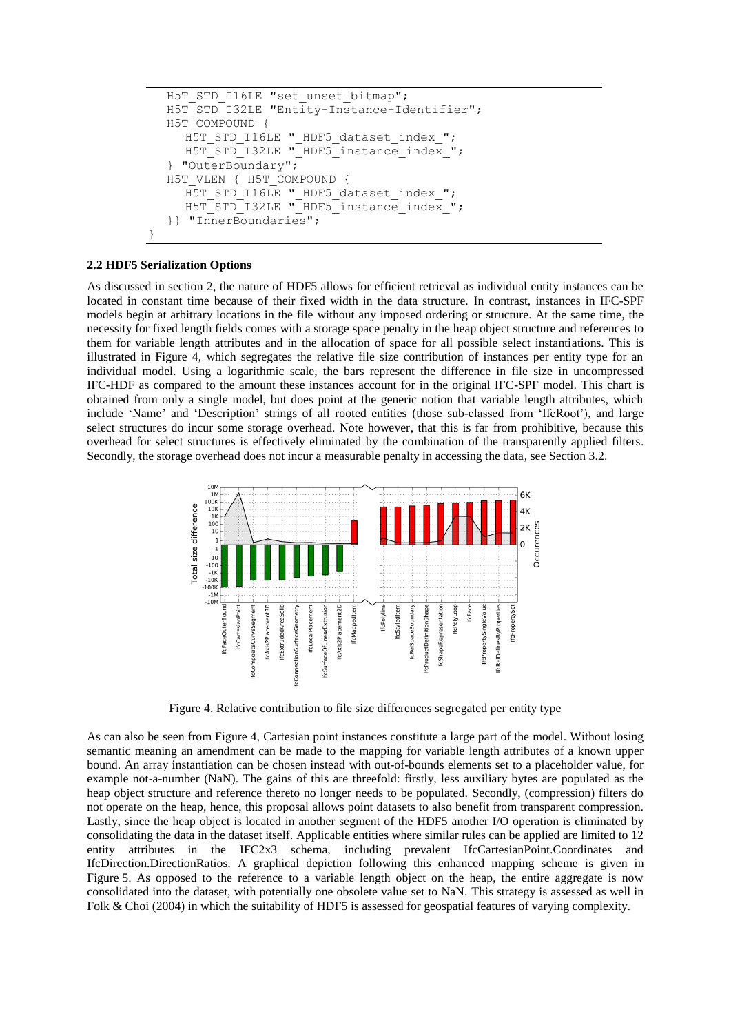```
   H5T_STD_I16LE "set_unset_bitmap";
   H5T_STD_I32LE "Entity-Instance-Identifier";
   H5T_COMPOUND {
      H5T_STD_I16LE "_HDF5_dataset_index_";
      H5T_STD_I32LE "_HDF5_instance_index_";
   } "OuterBoundary";
   H5T_VLEN { H5T_COMPOUND {
      H5T_STD_I16LE "_HDF5_dataset_index_";
      H5T_STD_I32LE "_HDF5_instance_index_";
   }} "InnerBoundaries";
}
```

### 2.2 HDF5 Serialization Options

As discussed in section 2, the nature of HDF5 allows for efficient retrieval as individual entity instances can be located in constant time because of their fixed width in the data structure. In contrast, instances in IFC-SPF models begin at arbitrary locations in the file without any imposed ordering or structure. At the same time, the necessity for fixed length fields comes with a storage space penalty in the heap object structure and references to them for variable length attributes and in the allocation of space for all possible select instantiations. This is illustrated in Figure 4, which segregates the relative file size contribution of instances per entity type for an individual model. Using a logarithmic scale, the bars represent the difference in file size in uncompressed IFC-HDF as compared to the amount these instances account for in the original IFC-SPF model. This chart is obtained from only a single model, but does point at the generic notion that variable length attributes, which include 'Name' and 'Description' strings of all rooted entities (those sub-classed from 'IfcRoot'), and large select structures do incur some storage overhead. Note however, that this is far from prohibitive, because this overhead for select structures is effectively eliminated by the combination of the transparently applied filters. Secondly, the storage overhead does not incur a measurable penalty in accessing the data, see Section 3.2.

Total size difference
10M
1M
100K
10K
1K
100
10
1
-1
-10
-100
-1K
-10K
-100K
-1M
-10M

Occurences
6K
4K
2K
0

IfcFaceOuterBound
IfcCartesianPoint
IfcCompositeCurveSegment
IfcAxis2Placement3D
IfcExtrudedAreaSolid
IfcConnectionSurfaceGeometry
IfcLocalPlacement
IfcSurfaceOfLinearExtrusion
IfcAxis2Placement2D
IfcMappedItem
IfcPolyline
IfcStyledItem
IfcRelSpaceBoundary
IfcProductDefinitionShape
IfcShapeRepresentation
IfcPolyLoop
IfcFace
IfcPropertySingleValue
IfcRelDefinesByProperties
IfcPropertySet

Figure 4. Relative contribution to file size differences segregated per entity type

As can also be seen from Figure 4, Cartesian point instances constitute a large part of the model. Without losing semantic meaning an amendment can be made to the mapping for variable length attributes of a known upper bound. An array instantiation can be chosen instead with out-of-bounds elements set to a placeholder value, for example not-a-number (NaN). The gains of this are threefold: firstly, less auxiliary bytes are populated as the heap object structure and reference thereto no longer needs to be populated. Secondly, (compression) filters do not operate on the heap, hence, this proposal allows point datasets to also benefit from transparent compression. Lastly, since the heap object is located in another segment of the HDF5 another I/O operation is eliminated by consolidating the data in the dataset itself. Applicable entities where similar rules can be applied are limited to 12 entity attributes in the IFC2x3 schema, including prevalent IfcCartesianPoint.Coordinates and IfcDirection.DirectionRatios. A graphical depiction following this enhanced mapping scheme is given in Figure 5. As opposed to the reference to a variable length object on the heap, the entire aggregate is now consolidated into the dataset, with potentially one obsolete value set to NaN. This strategy is assessed as well in Folk & Choi (2004) in which the suitability of HDF5 is assessed for geospatial features of varying complexity.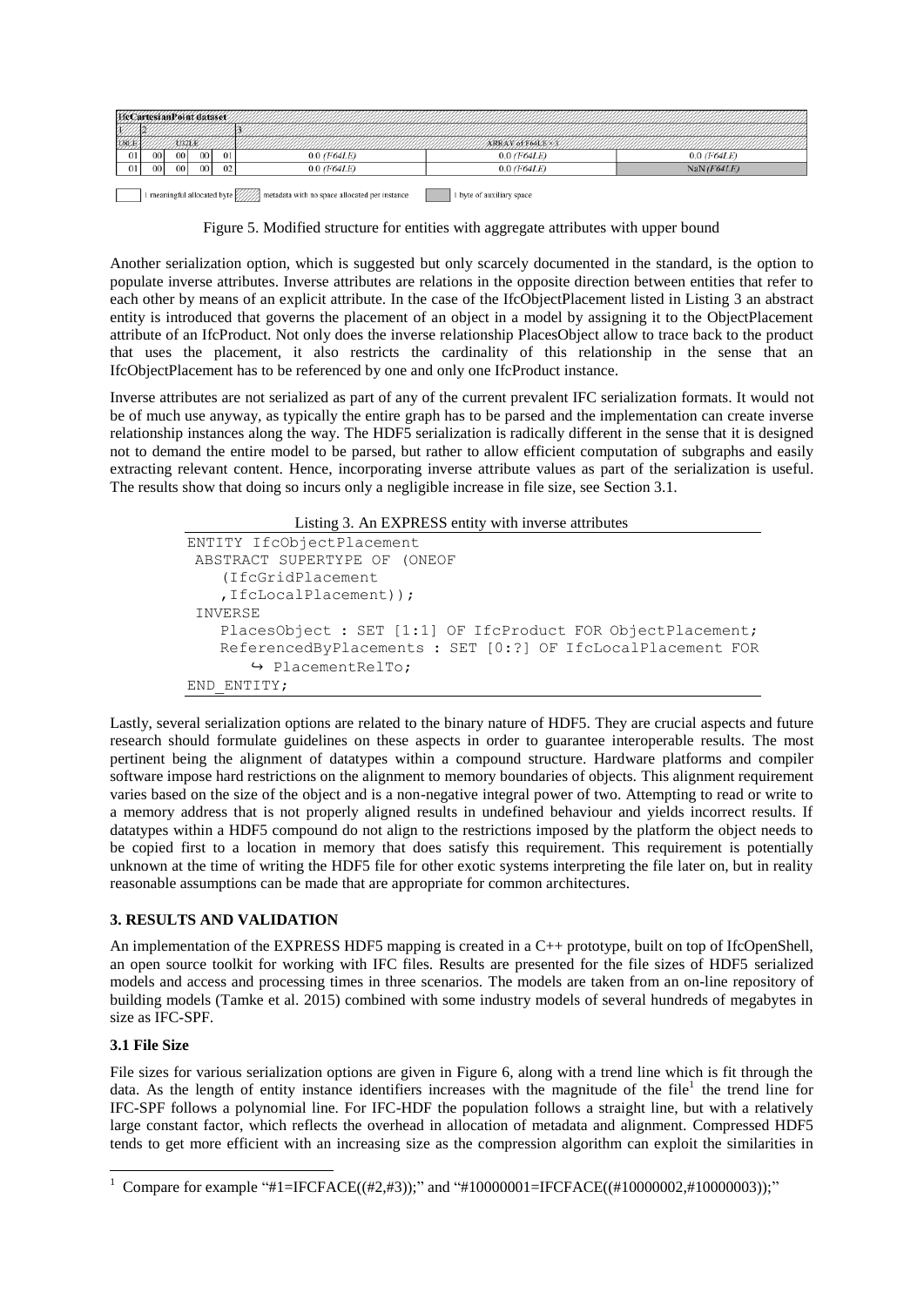| IfcCartesianPoint dataset | | | | | | | |
|---|---|---|---|---|---|---|---|
| 1 | 2 | | | | 3 | | |
| U8LE | U32LE | | | | ARRAY of F64LE × 3 | | |
| 01 | 00 | 00 | 00 | 01 | 0.0 (F64LE) | 0.0 (F64LE) | 0.0 (F64LE) |
| 01 | 00 | 00 | 00 | 02 | 0.0 (F64LE) | 0.0 (F64LE) | NaN (F64LE) |

1 meaningful allocated byte   metadata with no space allocated per instance   1 byte of auxiliary space

Figure 5. Modified structure for entities with aggregate attributes with upper bound

Another serialization option, which is suggested but only scarcely documented in the standard, is the option to populate inverse attributes. Inverse attributes are relations in the opposite direction between entities that refer to each other by means of an explicit attribute. In the case of the IfcObjectPlacement listed in Listing 3 an abstract entity is introduced that governs the placement of an object in a model by assigning it to the ObjectPlacement attribute of an IfcProduct. Not only does the inverse relationship PlacesObject allow to trace back to the product that uses the placement, it also restricts the cardinality of this relationship in the sense that an IfcObjectPlacement has to be referenced by one and only one IfcProduct instance.

Inverse attributes are not serialized as part of any of the current prevalent IFC serialization formats. It would not be of much use anyway, as typically the entire graph has to be parsed and the implementation can create inverse relationship instances along the way. The HDF5 serialization is radically different in the sense that it is designed not to demand the entire model to be parsed, but rather to allow efficient computation of subgraphs and easily extracting relevant content. Hence, incorporating inverse attribute values as part of the serialization is useful. The results show that doing so incurs only a negligible increase in file size, see Section 3.1.

Listing 3. An EXPRESS entity with inverse attributes

```
ENTITY IfcObjectPlacement
 ABSTRACT SUPERTYPE OF (ONEOF
    (IfcGridPlacement
    ,IfcLocalPlacement));
 INVERSE
    PlacesObject : SET [1:1] OF IfcProduct FOR ObjectPlacement;
    ReferencedByPlacements : SET [0:?] OF IfcLocalPlacement FOR
        ↪ PlacementRelTo;
END_ENTITY;
```

Lastly, several serialization options are related to the binary nature of HDF5. They are crucial aspects and future research should formulate guidelines on these aspects in order to guarantee interoperable results. The most pertinent being the alignment of datatypes within a compound structure. Hardware platforms and compiler software impose hard restrictions on the alignment to memory boundaries of objects. This alignment requirement varies based on the size of the object and is a non-negative integral power of two. Attempting to read or write to a memory address that is not properly aligned results in undefined behaviour and yields incorrect results. If datatypes within a HDF5 compound do not align to the restrictions imposed by the platform the object needs to be copied first to a location in memory that does satisfy this requirement. This requirement is potentially unknown at the time of writing the HDF5 file for other exotic systems interpreting the file later on, but in reality reasonable assumptions can be made that are appropriate for common architectures.

## 3. RESULTS AND VALIDATION

An implementation of the EXPRESS HDF5 mapping is created in a C++ prototype, built on top of IfcOpenShell, an open source toolkit for working with IFC files. Results are presented for the file sizes of HDF5 serialized models and access and processing times in three scenarios. The models are taken from an on-line repository of building models (Tamke et al. 2015) combined with some industry models of several hundreds of megabytes in size as IFC-SPF.

### 3.1 File Size

File sizes for various serialization options are given in Figure 6, along with a trend line which is fit through the data. As the length of entity instance identifiers increases with the magnitude of the file[1] the trend line for IFC-SPF follows a polynomial line. For IFC-HDF the population follows a straight line, but with a relatively large constant factor, which reflects the overhead in allocation of metadata and alignment. Compressed HDF5 tends to get more efficient with an increasing size as the compression algorithm can exploit the similarities in

[1] Compare for example "#1=IFCFACE((#2,#3));" and "#10000001=IFCFACE((#10000002,#10000003));"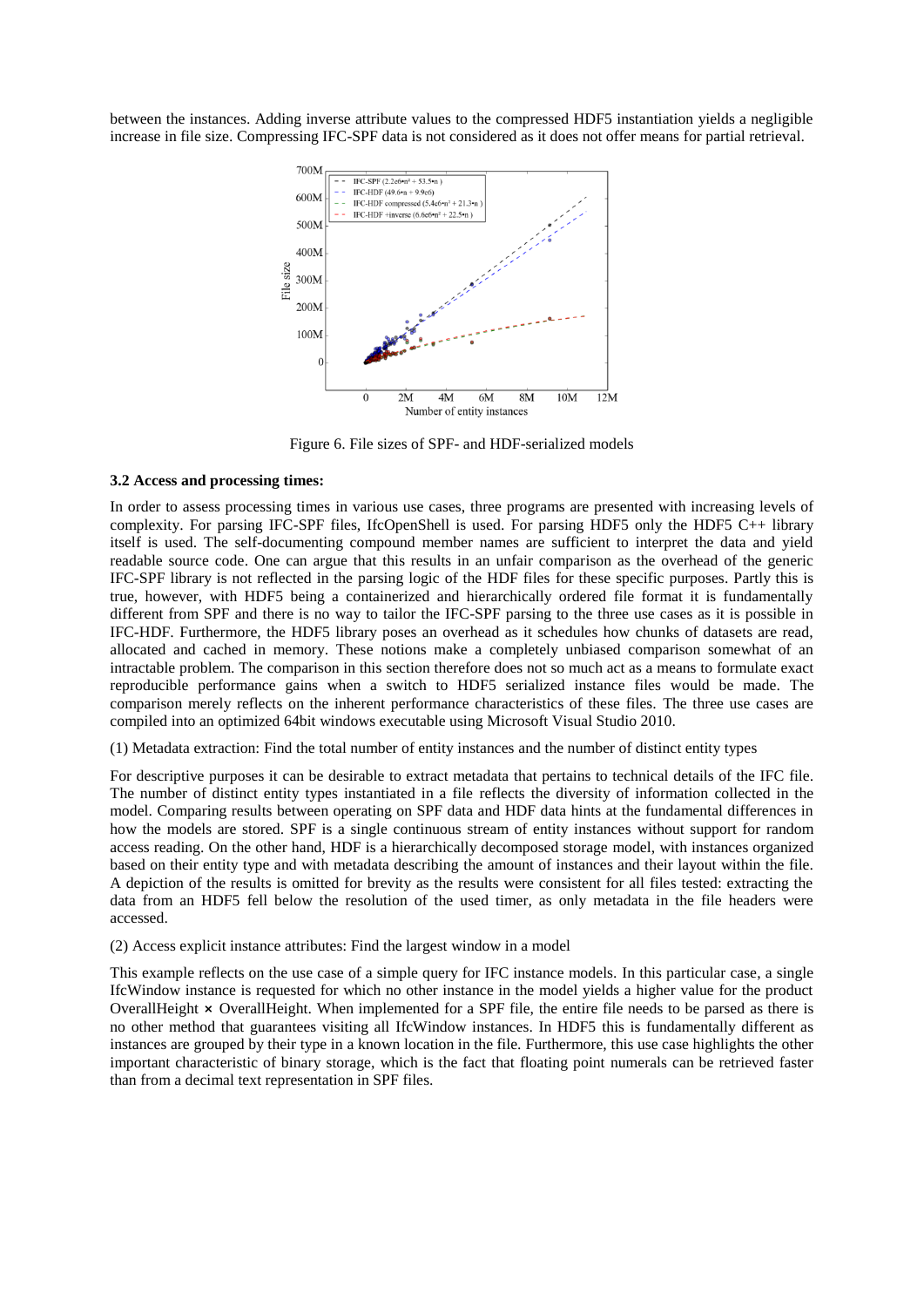between the instances. Adding inverse attribute values to the compressed HDF5 instantiation yields a negligible increase in file size. Compressing IFC-SPF data is not considered as it does not offer means for partial retrieval.

Figure 6. File sizes of SPF- and HDF-serialized models

**3.2 Access and processing times:**

In order to assess processing times in various use cases, three programs are presented with increasing levels of complexity. For parsing IFC-SPF files, IfcOpenShell is used. For parsing HDF5 only the HDF5 C++ library itself is used. The self-documenting compound member names are sufficient to interpret the data and yield readable source code. One can argue that this results in an unfair comparison as the overhead of the generic IFC-SPF library is not reflected in the parsing logic of the HDF files for these specific purposes. Partly this is true, however, with HDF5 being a containerized and hierarchically ordered file format it is fundamentally different from SPF and there is no way to tailor the IFC-SPF parsing to the three use cases as it is possible in IFC-HDF. Furthermore, the HDF5 library poses an overhead as it schedules how chunks of datasets are read, allocated and cached in memory. These notions make a completely unbiased comparison somewhat of an intractable problem. The comparison in this section therefore does not so much act as a means to formulate exact reproducible performance gains when a switch to HDF5 serialized instance files would be made. The comparison merely reflects on the inherent performance characteristics of these files. The three use cases are compiled into an optimized 64bit windows executable using Microsoft Visual Studio 2010.

(1) Metadata extraction: Find the total number of entity instances and the number of distinct entity types

For descriptive purposes it can be desirable to extract metadata that pertains to technical details of the IFC file. The number of distinct entity types instantiated in a file reflects the diversity of information collected in the model. Comparing results between operating on SPF data and HDF data hints at the fundamental differences in how the models are stored. SPF is a single continuous stream of entity instances without support for random access reading. On the other hand, HDF is a hierarchically decomposed storage model, with instances organized based on their entity type and with metadata describing the amount of instances and their layout within the file. A depiction of the results is omitted for brevity as the results were consistent for all files tested: extracting the data from an HDF5 fell below the resolution of the used timer, as only metadata in the file headers were accessed.

(2) Access explicit instance attributes: Find the largest window in a model

This example reflects on the use case of a simple query for IFC instance models. In this particular case, a single IfcWindow instance is requested for which no other instance in the model yields a higher value for the product OverallHeight × OverallHeight. When implemented for a SPF file, the entire file needs to be parsed as there is no other method that guarantees visiting all IfcWindow instances. In HDF5 this is fundamentally different as instances are grouped by their type in a known location in the file. Furthermore, this use case highlights the other important characteristic of binary storage, which is the fact that floating point numerals can be retrieved faster than from a decimal text representation in SPF files.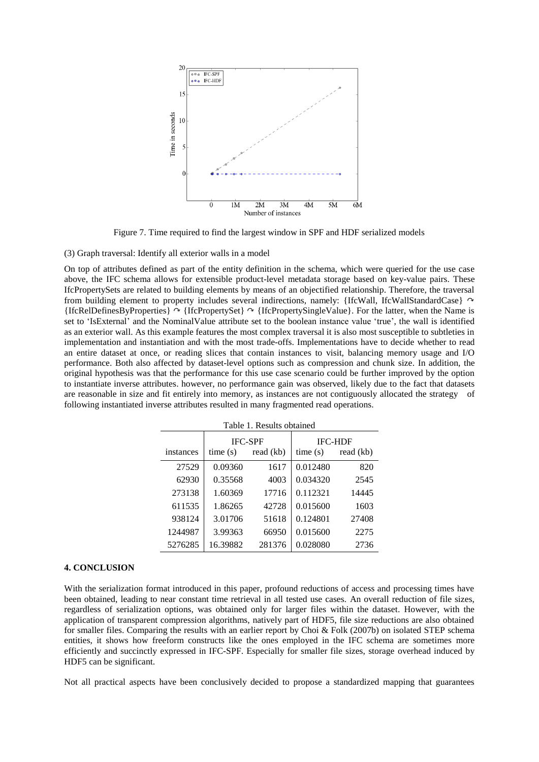20

15

10

5

0

Time in seconds

IFC-SPF

IFC-HDF

0 1M 2M 3M 4M 5M 6M

Number of instances

Figure 7. Time required to find the largest window in SPF and HDF serialized models

(3) Graph traversal: Identify all exterior walls in a model

On top of attributes defined as part of the entity definition in the schema, which were queried for the use case above, the IFC schema allows for extensible product-level metadata storage based on key-value pairs. These IfcPropertySets are related to building elements by means of an objectified relationship. Therefore, the traversal from building element to property includes several indirections, namely: {IfcWall, IfcWallStandardCase} ↷ {IfcRelDefinesByProperties} ↷ {IfcPropertySet} ↷ {IfcPropertySingleValue}. For the latter, when the Name is set to 'IsExternal' and the NominalValue attribute set to the boolean instance value 'true', the wall is identified as an exterior wall. As this example features the most complex traversal it is also most susceptible to subtleties in implementation and instantiation and with the most trade-offs. Implementations have to decide whether to read an entire dataset at once, or reading slices that contain instances to visit, balancing memory usage and I/O performance. Both also affected by dataset-level options such as compression and chunk size. In addition, the original hypothesis was that the performance for this use case scenario could be further improved by the option to instantiate inverse attributes. however, no performance gain was observed, likely due to the fact that datasets are reasonable in size and fit entirely into memory, as instances are not contiguously allocated the strategy of following instantiated inverse attributes resulted in many fragmented read operations.

Table 1. Results obtained

| | IFC-SPF | | IFC-HDF | |
|---|---|---|---|---|
| instances | time (s) | read (kb) | time (s) | read (kb) |
| 27529 | 0.09360 | 1617 | 0.012480 | 820 |
| 62930 | 0.35568 | 4003 | 0.034320 | 2545 |
| 273138 | 1.60369 | 17716 | 0.112321 | 14445 |
| 611535 | 1.86265 | 42728 | 0.015600 | 1603 |
| 938124 | 3.01706 | 51618 | 0.124801 | 27408 |
| 1244987 | 3.99363 | 66950 | 0.015600 | 2275 |
| 5276285 | 16.39882 | 281376 | 0.028080 | 2736 |

## 4. CONCLUSION

With the serialization format introduced in this paper, profound reductions of access and processing times have been obtained, leading to near constant time retrieval in all tested use cases. An overall reduction of file sizes, regardless of serialization options, was obtained only for larger files within the dataset. However, with the application of transparent compression algorithms, natively part of HDF5, file size reductions are also obtained for smaller files. Comparing the results with an earlier report by Choi & Folk (2007b) on isolated STEP schema entities, it shows how freeform constructs like the ones employed in the IFC schema are sometimes more efficiently and succinctly expressed in IFC-SPF. Especially for smaller file sizes, storage overhead induced by HDF5 can be significant.

Not all practical aspects have been conclusively decided to propose a standardized mapping that guarantees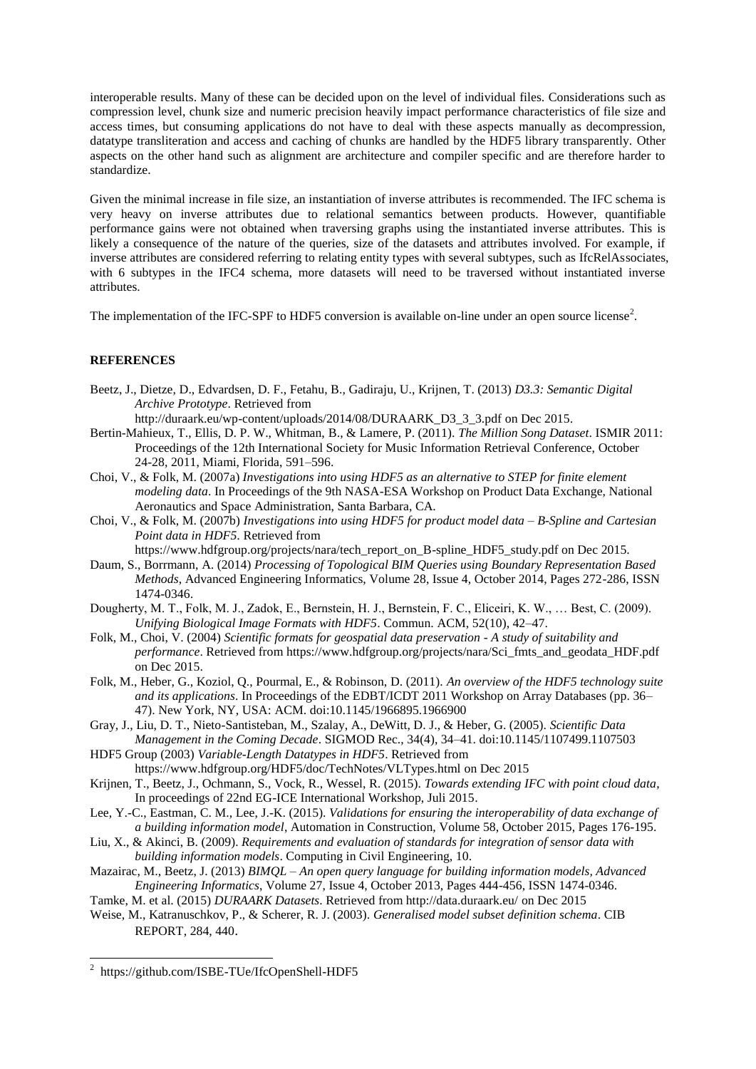interoperable results. Many of these can be decided upon on the level of individual files. Considerations such as compression level, chunk size and numeric precision heavily impact performance characteristics of file size and access times, but consuming applications do not have to deal with these aspects manually as decompression, datatype transliteration and access and caching of chunks are handled by the HDF5 library transparently. Other aspects on the other hand such as alignment are architecture and compiler specific and are therefore harder to standardize.

Given the minimal increase in file size, an instantiation of inverse attributes is recommended. The IFC schema is very heavy on inverse attributes due to relational semantics between products. However, quantifiable performance gains were not obtained when traversing graphs using the instantiated inverse attributes. This is likely a consequence of the nature of the queries, size of the datasets and attributes involved. For example, if inverse attributes are considered referring to relating entity types with several subtypes, such as IfcRelAssociates, with 6 subtypes in the IFC4 schema, more datasets will need to be traversed without instantiated inverse attributes.

The implementation of the IFC-SPF to HDF5 conversion is available on-line under an open source license[2].

## REFERENCES

Beetz, J., Dietze, D., Edvardsen, D. F., Fetahu, B., Gadiraju, U., Krijnen, T. (2013) *D3.3: Semantic Digital Archive Prototype*. Retrieved from http://duraark.eu/wp-content/uploads/2014/08/DURAARK_D3_3_3.pdf on Dec 2015.

Bertin-Mahieux, T., Ellis, D. P. W., Whitman, B., & Lamere, P. (2011). *The Million Song Dataset*. ISMIR 2011: Proceedings of the 12th International Society for Music Information Retrieval Conference, October 24-28, 2011, Miami, Florida, 591–596.

Choi, V., & Folk, M. (2007a) *Investigations into using HDF5 as an alternative to STEP for finite element modeling data*. In Proceedings of the 9th NASA-ESA Workshop on Product Data Exchange, National Aeronautics and Space Administration, Santa Barbara, CA.

Choi, V., & Folk, M. (2007b) *Investigations into using HDF5 for product model data – B-Spline and Cartesian Point data in HDF5*. Retrieved from https://www.hdfgroup.org/projects/nara/tech_report_on_B-spline_HDF5_study.pdf on Dec 2015.

Daum, S., Borrmann, A. (2014) *Processing of Topological BIM Queries using Boundary Representation Based Methods*, Advanced Engineering Informatics, Volume 28, Issue 4, October 2014, Pages 272-286, ISSN 1474-0346.

Dougherty, M. T., Folk, M. J., Zadok, E., Bernstein, H. J., Bernstein, F. C., Eliceiri, K. W., … Best, C. (2009). *Unifying Biological Image Formats with HDF5*. Commun. ACM, 52(10), 42–47.

Folk, M., Choi, V. (2004) *Scientific formats for geospatial data preservation - A study of suitability and performance*. Retrieved from https://www.hdfgroup.org/projects/nara/Sci_fmts_and_geodata_HDF.pdf on Dec 2015.

Folk, M., Heber, G., Koziol, Q., Pourmal, E., & Robinson, D. (2011). *An overview of the HDF5 technology suite and its applications*. In Proceedings of the EDBT/ICDT 2011 Workshop on Array Databases (pp. 36–47). New York, NY, USA: ACM. doi:10.1145/1966895.1966900

Gray, J., Liu, D. T., Nieto-Santisteban, M., Szalay, A., DeWitt, D. J., & Heber, G. (2005). *Scientific Data Management in the Coming Decade*. SIGMOD Rec., 34(4), 34–41. doi:10.1145/1107499.1107503

HDF5 Group (2003) *Variable-Length Datatypes in HDF5*. Retrieved from https://www.hdfgroup.org/HDF5/doc/TechNotes/VLTypes.html on Dec 2015

Krijnen, T., Beetz, J., Ochmann, S., Vock, R., Wessel, R. (2015). *Towards extending IFC with point cloud data*, In proceedings of 22nd EG-ICE International Workshop, Juli 2015.

Lee, Y.-C., Eastman, C. M., Lee, J.-K. (2015). *Validations for ensuring the interoperability of data exchange of a building information model*, Automation in Construction, Volume 58, October 2015, Pages 176-195.

Liu, X., & Akinci, B. (2009). *Requirements and evaluation of standards for integration of sensor data with building information models*. Computing in Civil Engineering, 10.

Mazairac, M., Beetz, J. (2013) *BIMQL – An open query language for building information models, Advanced Engineering Informatics*, Volume 27, Issue 4, October 2013, Pages 444-456, ISSN 1474-0346.

Tamke, M. et al. (2015) *DURAARK Datasets*. Retrieved from http://data.duraark.eu/ on Dec 2015

Weise, M., Katranuschkov, P., & Scherer, R. J. (2003). *Generalised model subset definition schema*. CIB REPORT, 284, 440.

[2] https://github.com/ISBE-TUe/IfcOpenShell-HDF5